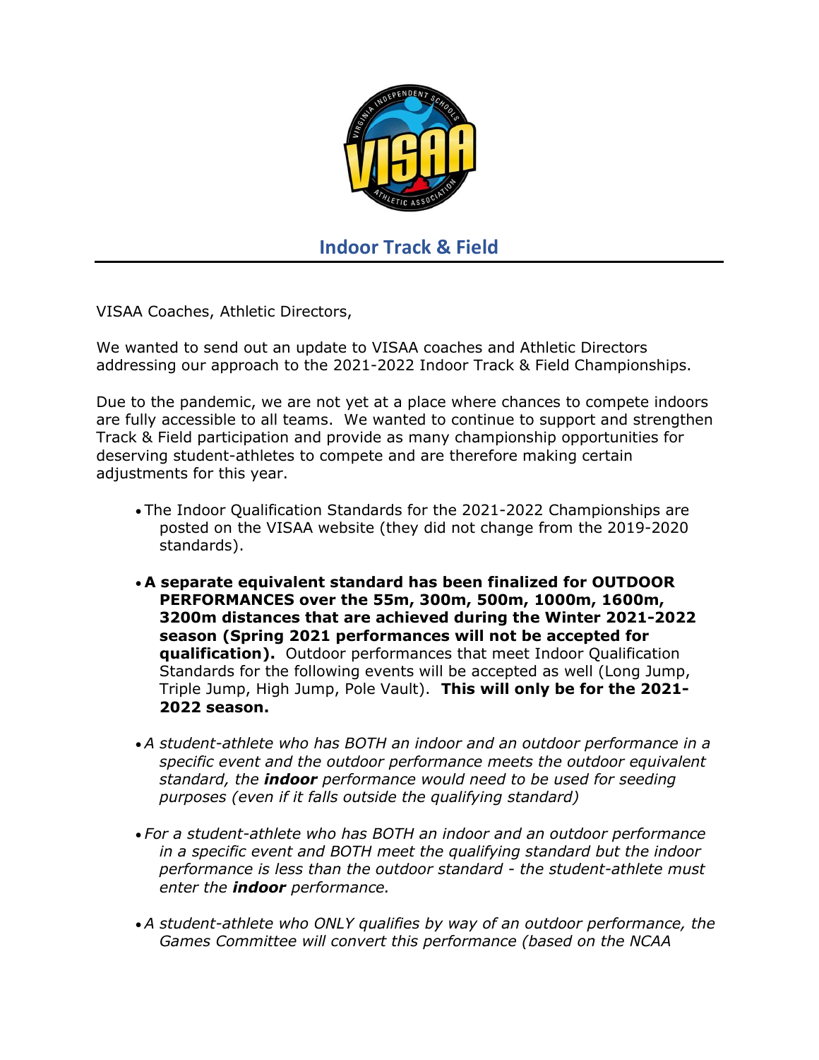## Indoor Track & Field

VISAA Coaches, Athletic Directors,

We wanted to send out an update to VISAA coaches and Athletic Directors addressing our approach to the 2021-2022 Indoor Track & Field Championships.

Due to the pandemic, we are not yet at a place where chances to compete indoors are fully accessible to all teams. We wanted to continue to support and strengthen Track & Field participation and provide as many championship opportunities for deserving student-athletes to compete and are therefore making certain adjustments for this year.

- The Indoor Qualification Standards for the 2021-2022 Championships are posted on the VISAA website (they did not change from the 2019-2020 standards).

- **A separate equivalent standard has been finalized for OUTDOOR PERFORMANCES over the 55m, 300m, 500m, 1000m, 1600m, 3200m distances that are achieved during the Winter 2021-2022 season (Spring 2021 performances will not be accepted for qualification).** Outdoor performances that meet Indoor Qualification Standards for the following events will be accepted as well (Long Jump, Triple Jump, High Jump, Pole Vault). **This will only be for the 2021-2022 season.**

- *A student-athlete who has BOTH an indoor and an outdoor performance in a specific event and the outdoor performance meets the outdoor equivalent standard, the **indoor** performance would need to be used for seeding purposes (even if it falls outside the qualifying standard)*

- *For a student-athlete who has BOTH an indoor and an outdoor performance in a specific event and BOTH meet the qualifying standard but the indoor performance is less than the outdoor standard - the student-athlete must enter the **indoor** performance.*

- *A student-athlete who ONLY qualifies by way of an outdoor performance, the Games Committee will convert this performance (based on the NCAA*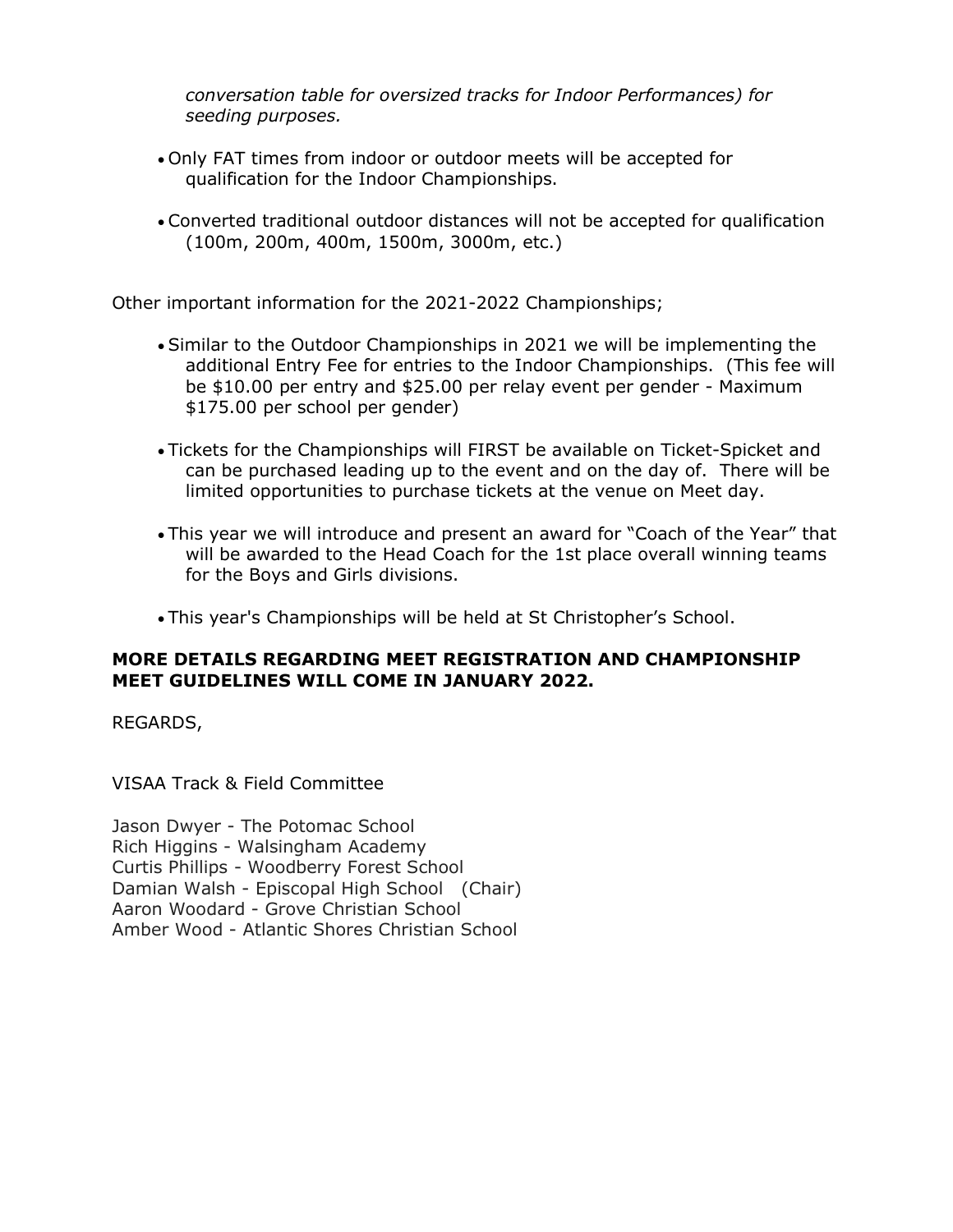*conversation table for oversized tracks for Indoor Performances) for seeding purposes.*

- Only FAT times from indoor or outdoor meets will be accepted for qualification for the Indoor Championships.
- Converted traditional outdoor distances will not be accepted for qualification (100m, 200m, 400m, 1500m, 3000m, etc.)

Other important information for the 2021-2022 Championships;

- Similar to the Outdoor Championships in 2021 we will be implementing the additional Entry Fee for entries to the Indoor Championships. (This fee will be $10.00 per entry and $25.00 per relay event per gender - Maximum $175.00 per school per gender)
- Tickets for the Championships will FIRST be available on Ticket-Spicket and can be purchased leading up to the event and on the day of. There will be limited opportunities to purchase tickets at the venue on Meet day.
- This year we will introduce and present an award for "Coach of the Year" that will be awarded to the Head Coach for the 1st place overall winning teams for the Boys and Girls divisions.
- This year's Championships will be held at St Christopher's School.

**MORE DETAILS REGARDING MEET REGISTRATION AND CHAMPIONSHIP MEET GUIDELINES WILL COME IN JANUARY 2022.**

REGARDS,

VISAA Track & Field Committee

Jason Dwyer - The Potomac School
Rich Higgins - Walsingham Academy
Curtis Phillips - Woodberry Forest School
Damian Walsh - Episcopal High School (Chair)
Aaron Woodard - Grove Christian School
Amber Wood - Atlantic Shores Christian School